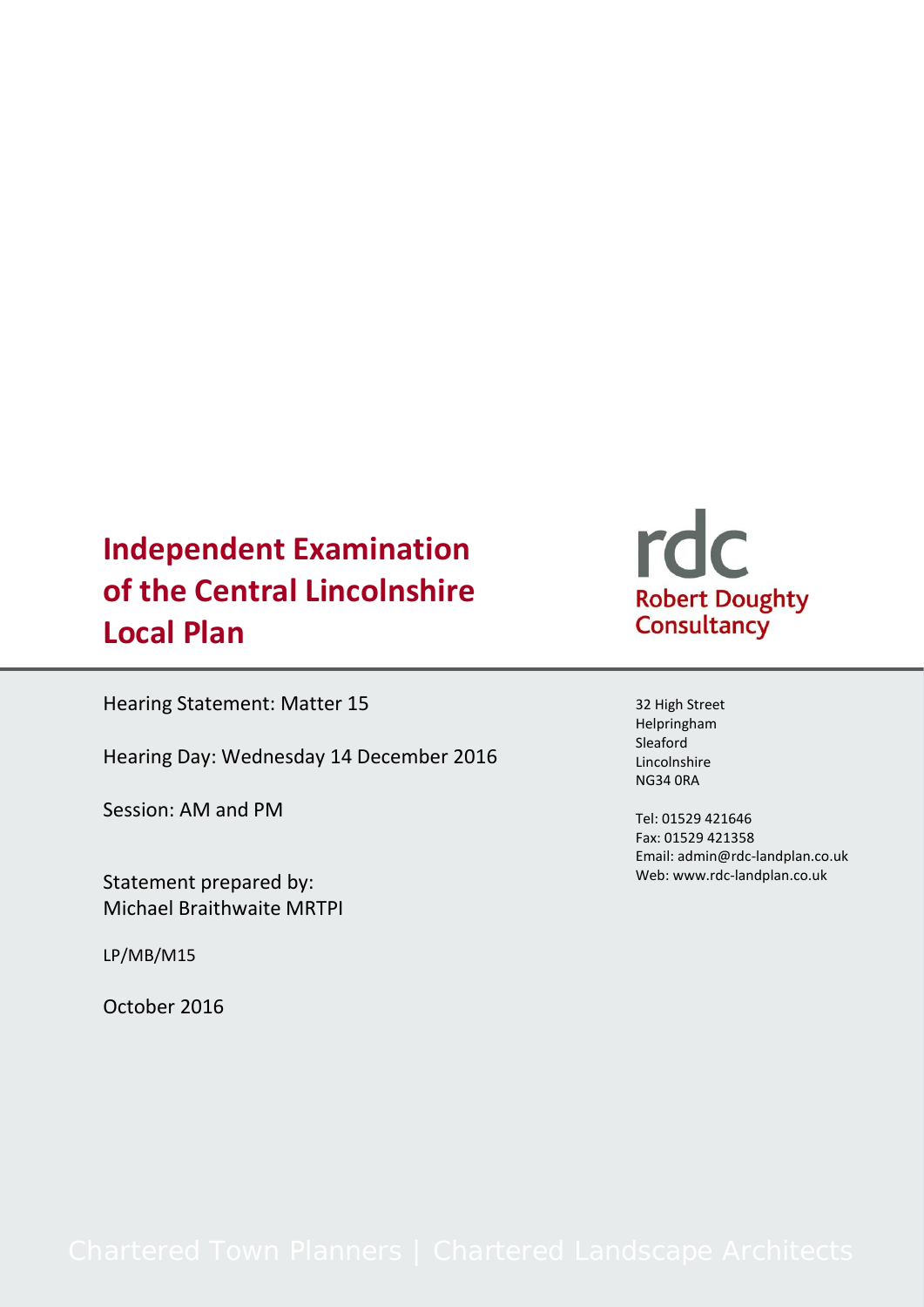# Independent Examination of the Central Lincolnshire Local Plan

rdc
Robert Doughty Consultancy

Hearing Statement: Matter 15

Hearing Day: Wednesday 14 December 2016

Session: AM and PM

Statement prepared by:
Michael Braithwaite MRTPI

LP/MB/M15

October 2016

32 High Street
Helpringham
Sleaford
Lincolnshire
NG34 0RA

Tel: 01529 421646
Fax: 01529 421358
Email: admin@rdc-landplan.co.uk
Web: www.rdc-landplan.co.uk

Chartered Town Planners | Chartered Landscape Architects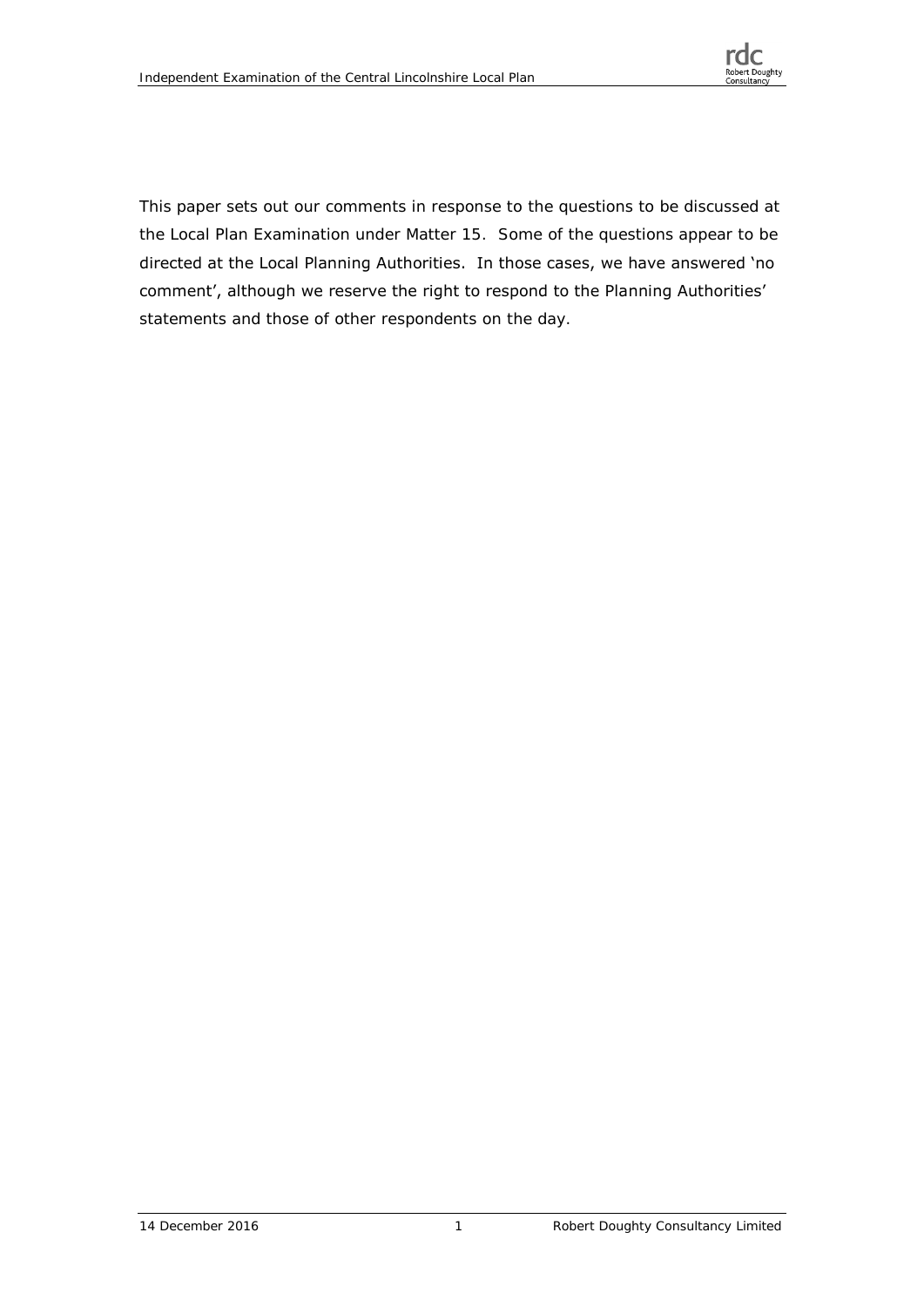This paper sets out our comments in response to the questions to be discussed at the Local Plan Examination under Matter 15. Some of the questions appear to be directed at the Local Planning Authorities. In those cases, we have answered 'no comment', although we reserve the right to respond to the Planning Authorities' statements and those of other respondents on the day.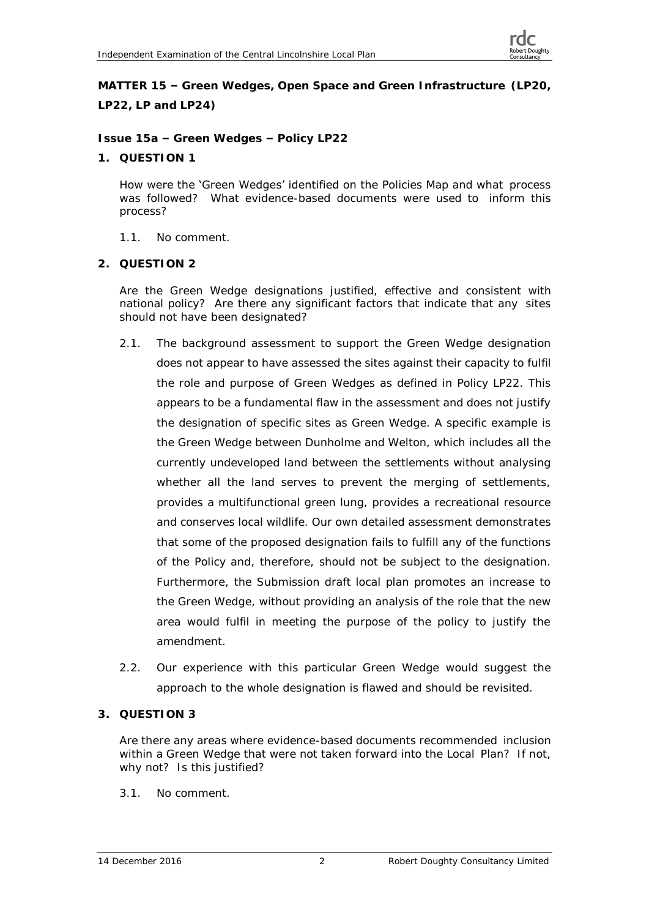**MATTER 15 – Green Wedges, Open Space and Green Infrastructure (LP20, LP22, LP and LP24)**

**Issue 15a – Green Wedges – Policy LP22**

**1. QUESTION 1**

How were the 'Green Wedges' identified on the Policies Map and what process was followed? What evidence-based documents were used to inform this process?

1.1. No comment.

**2. QUESTION 2**

Are the Green Wedge designations justified, effective and consistent with national policy? Are there any significant factors that indicate that any sites should not have been designated?

2.1. The background assessment to support the Green Wedge designation does not appear to have assessed the sites against their capacity to fulfil the role and purpose of Green Wedges as defined in Policy LP22. This appears to be a fundamental flaw in the assessment and does not justify the designation of specific sites as Green Wedge. A specific example is the Green Wedge between Dunholme and Welton, which includes all the currently undeveloped land between the settlements without analysing whether all the land serves to prevent the merging of settlements, provides a multifunctional green lung, provides a recreational resource and conserves local wildlife. Our own detailed assessment demonstrates that some of the proposed designation fails to fulfill any of the functions of the Policy and, therefore, should not be subject to the designation. Furthermore, the Submission draft local plan promotes an increase to the Green Wedge, without providing an analysis of the role that the new area would fulfil in meeting the purpose of the policy to justify the amendment.

2.2. Our experience with this particular Green Wedge would suggest the approach to the whole designation is flawed and should be revisited.

**3. QUESTION 3**

Are there any areas where evidence-based documents recommended inclusion within a Green Wedge that were not taken forward into the Local Plan? If not, why not? Is this justified?

3.1. No comment.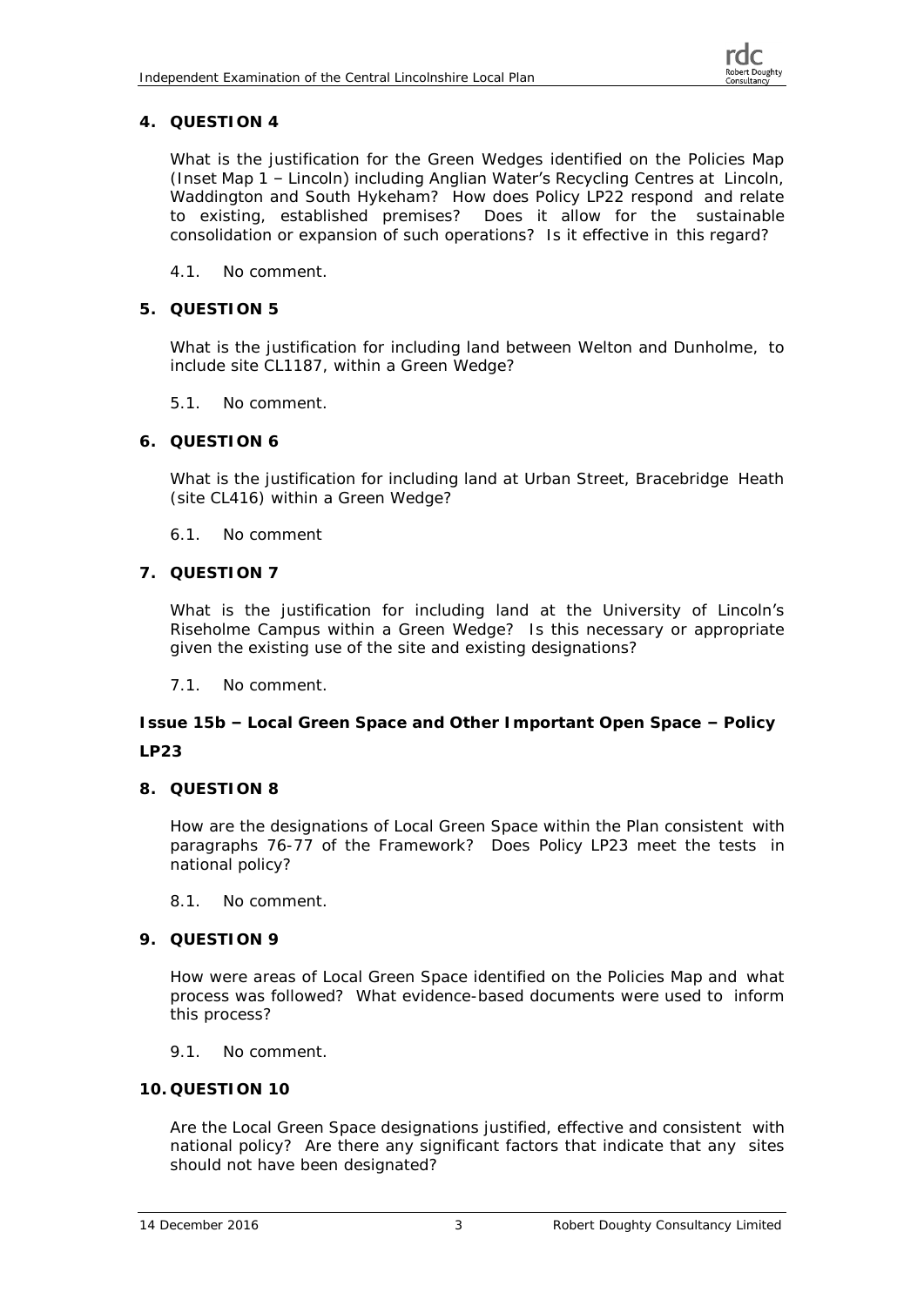## 4. QUESTION 4

What is the justification for the Green Wedges identified on the Policies Map (Inset Map 1 – Lincoln) including Anglian Water's Recycling Centres at Lincoln, Waddington and South Hykeham? How does Policy LP22 respond and relate to existing, established premises? Does it allow for the sustainable consolidation or expansion of such operations? Is it effective in this regard?

4.1. No comment.

## 5. QUESTION 5

What is the justification for including land between Welton and Dunholme, to include site CL1187, within a Green Wedge?

5.1. No comment.

## 6. QUESTION 6

What is the justification for including land at Urban Street, Bracebridge Heath (site CL416) within a Green Wedge?

6.1. No comment

## 7. QUESTION 7

What is the justification for including land at the University of Lincoln's Riseholme Campus within a Green Wedge? Is this necessary or appropriate given the existing use of the site and existing designations?

7.1. No comment.

### Issue 15b – Local Green Space and Other Important Open Space – Policy LP23

## 8. QUESTION 8

How are the designations of Local Green Space within the Plan consistent with paragraphs 76-77 of the Framework? Does Policy LP23 meet the tests in national policy?

8.1. No comment.

## 9. QUESTION 9

How were areas of Local Green Space identified on the Policies Map and what process was followed? What evidence-based documents were used to inform this process?

9.1. No comment.

## 10. QUESTION 10

Are the Local Green Space designations justified, effective and consistent with national policy? Are there any significant factors that indicate that any sites should not have been designated?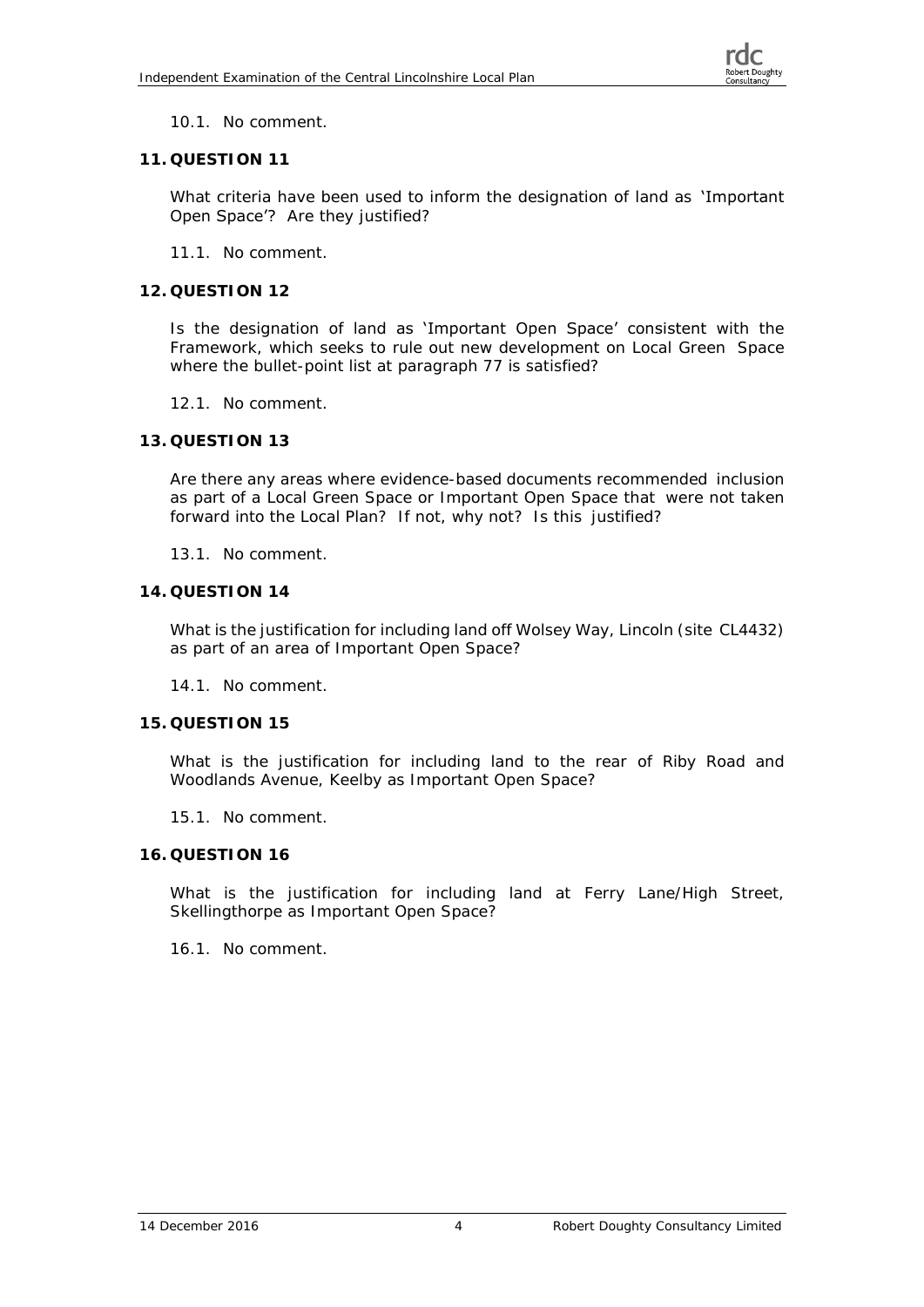10.1. No comment.

## 11. QUESTION 11

What criteria have been used to inform the designation of land as 'Important Open Space'? Are they justified?

11.1. No comment.

## 12. QUESTION 12

Is the designation of land as 'Important Open Space' consistent with the Framework, which seeks to rule out new development on Local Green Space where the bullet-point list at paragraph 77 is satisfied?

12.1. No comment.

## 13. QUESTION 13

Are there any areas where evidence-based documents recommended inclusion as part of a Local Green Space or Important Open Space that were not taken forward into the Local Plan? If not, why not? Is this justified?

13.1. No comment.

## 14. QUESTION 14

What is the justification for including land off Wolsey Way, Lincoln (site CL4432) as part of an area of Important Open Space?

14.1. No comment.

## 15. QUESTION 15

What is the justification for including land to the rear of Riby Road and Woodlands Avenue, Keelby as Important Open Space?

15.1. No comment.

## 16. QUESTION 16

What is the justification for including land at Ferry Lane/High Street, Skellingthorpe as Important Open Space?

16.1. No comment.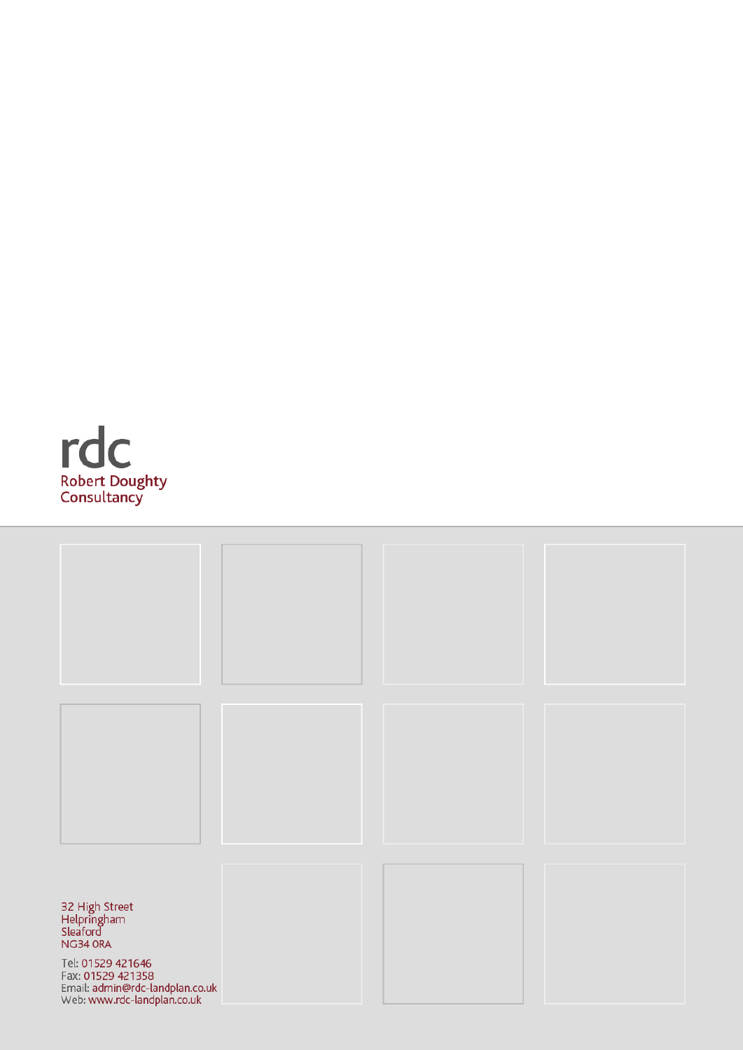rdc

Robert Doughty Consultancy

32 High Street
Helpringham
Sleaford
NG34 0RA

Tel: 01529 421646
Fax: 01529 421358
Email: admin@rdc-landplan.co.uk
Web: www.rdc-landplan.co.uk